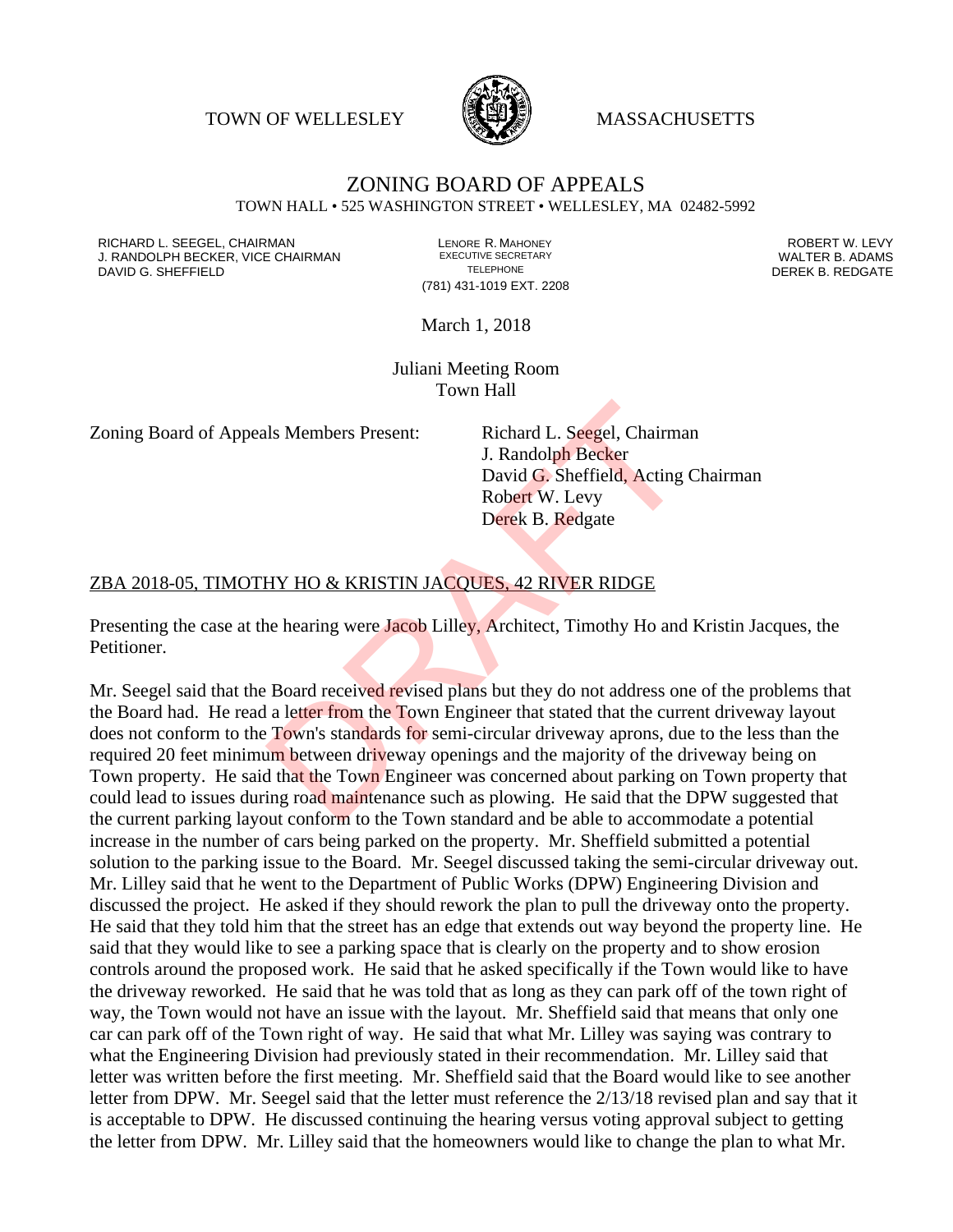TOWN OF WELLESLEY MASSACHUSETTS

# ZONING BOARD OF APPEALS

TOWN HALL • 525 WASHINGTON STREET • WELLESLEY, MA 02482-5992

RICHARD L. SEEGEL, CHAIRMAN
J. RANDOLPH BECKER, VICE CHAIRMAN
DAVID G. SHEFFIELD

LENORE R. MAHONEY
EXECUTIVE SECRETARY
TELEPHONE
(781) 431-1019 EXT. 2208

ROBERT W. LEVY
WALTER B. ADAMS
DEREK B. REDGATE

March 1, 2018

Juliani Meeting Room
Town Hall

Zoning Board of Appeals Members Present: Richard L. Seegel, Chairman
J. Randolph Becker
David G. Sheffield, Acting Chairman
Robert W. Levy
Derek B. Redgate

## ZBA 2018-05, TIMOTHY HO & KRISTIN JACQUES, 42 RIVER RIDGE

Presenting the case at the hearing were Jacob Lilley, Architect, Timothy Ho and Kristin Jacques, the Petitioner.

Mr. Seegel said that the Board received revised plans but they do not address one of the problems that the Board had. He read a letter from the Town Engineer that stated that the current driveway layout does not conform to the Town's standards for semi-circular driveway aprons, due to the less than the required 20 feet minimum between driveway openings and the majority of the driveway being on Town property. He said that the Town Engineer was concerned about parking on Town property that could lead to issues during road maintenance such as plowing. He said that the DPW suggested that the current parking layout conform to the Town standard and be able to accommodate a potential increase in the number of cars being parked on the property. Mr. Sheffield submitted a potential solution to the parking issue to the Board. Mr. Seegel discussed taking the semi-circular driveway out. Mr. Lilley said that he went to the Department of Public Works (DPW) Engineering Division and discussed the project. He asked if they should rework the plan to pull the driveway onto the property. He said that they told him that the street has an edge that extends out way beyond the property line. He said that they would like to see a parking space that is clearly on the property and to show erosion controls around the proposed work. He said that he asked specifically if the Town would like to have the driveway reworked. He said that he was told that as long as they can park off of the town right of way, the Town would not have an issue with the layout. Mr. Sheffield said that means that only one car can park off of the Town right of way. He said that what Mr. Lilley was saying was contrary to what the Engineering Division had previously stated in their recommendation. Mr. Lilley said that letter was written before the first meeting. Mr. Sheffield said that the Board would like to see another letter from DPW. Mr. Seegel said that the letter must reference the 2/13/18 revised plan and say that it is acceptable to DPW. He discussed continuing the hearing versus voting approval subject to getting the letter from DPW. Mr. Lilley said that the homeowners would like to change the plan to what Mr.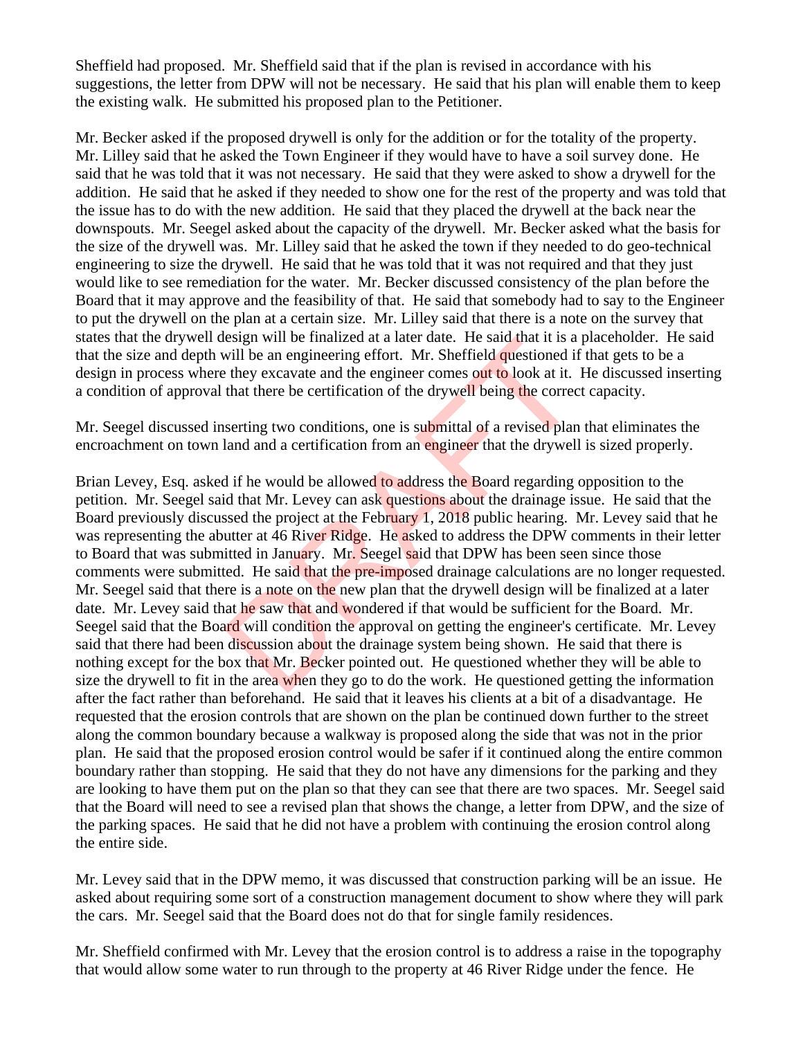Sheffield had proposed. Mr. Sheffield said that if the plan is revised in accordance with his suggestions, the letter from DPW will not be necessary. He said that his plan will enable them to keep the existing walk. He submitted his proposed plan to the Petitioner.

Mr. Becker asked if the proposed drywell is only for the addition or for the totality of the property. Mr. Lilley said that he asked the Town Engineer if they would have to have a soil survey done. He said that he was told that it was not necessary. He said that they were asked to show a drywell for the addition. He said that he asked if they needed to show one for the rest of the property and was told that the issue has to do with the new addition. He said that they placed the drywell at the back near the downspouts. Mr. Seegel asked about the capacity of the drywell. Mr. Becker asked what the basis for the size of the drywell was. Mr. Lilley said that he asked the town if they needed to do geo-technical engineering to size the drywell. He said that he was told that it was not required and that they just would like to see remediation for the water. Mr. Becker discussed consistency of the plan before the Board that it may approve and the feasibility of that. He said that somebody had to say to the Engineer to put the drywell on the plan at a certain size. Mr. Lilley said that there is a note on the survey that states that the drywell design will be finalized at a later date. He said that it is a placeholder. He said that the size and depth will be an engineering effort. Mr. Sheffield questioned if that gets to be a design in process where they excavate and the engineer comes out to look at it. He discussed inserting a condition of approval that there be certification of the drywell being the correct capacity.

Mr. Seegel discussed inserting two conditions, one is submittal of a revised plan that eliminates the encroachment on town land and a certification from an engineer that the drywell is sized properly.

Brian Levey, Esq. asked if he would be allowed to address the Board regarding opposition to the petition. Mr. Seegel said that Mr. Levey can ask questions about the drainage issue. He said that the Board previously discussed the project at the February 1, 2018 public hearing. Mr. Levey said that he was representing the abutter at 46 River Ridge. He asked to address the DPW comments in their letter to Board that was submitted in January. Mr. Seegel said that DPW has been seen since those comments were submitted. He said that the pre-imposed drainage calculations are no longer requested. Mr. Seegel said that there is a note on the new plan that the drywell design will be finalized at a later date. Mr. Levey said that he saw that and wondered if that would be sufficient for the Board. Mr. Seegel said that the Board will condition the approval on getting the engineer's certificate. Mr. Levey said that there had been discussion about the drainage system being shown. He said that there is nothing except for the box that Mr. Becker pointed out. He questioned whether they will be able to size the drywell to fit in the area when they go to do the work. He questioned getting the information after the fact rather than beforehand. He said that it leaves his clients at a bit of a disadvantage. He requested that the erosion controls that are shown on the plan be continued down further to the street along the common boundary because a walkway is proposed along the side that was not in the prior plan. He said that the proposed erosion control would be safer if it continued along the entire common boundary rather than stopping. He said that they do not have any dimensions for the parking and they are looking to have them put on the plan so that they can see that there are two spaces. Mr. Seegel said that the Board will need to see a revised plan that shows the change, a letter from DPW, and the size of the parking spaces. He said that he did not have a problem with continuing the erosion control along the entire side.

Mr. Levey said that in the DPW memo, it was discussed that construction parking will be an issue. He asked about requiring some sort of a construction management document to show where they will park the cars. Mr. Seegel said that the Board does not do that for single family residences.

Mr. Sheffield confirmed with Mr. Levey that the erosion control is to address a raise in the topography that would allow some water to run through to the property at 46 River Ridge under the fence. He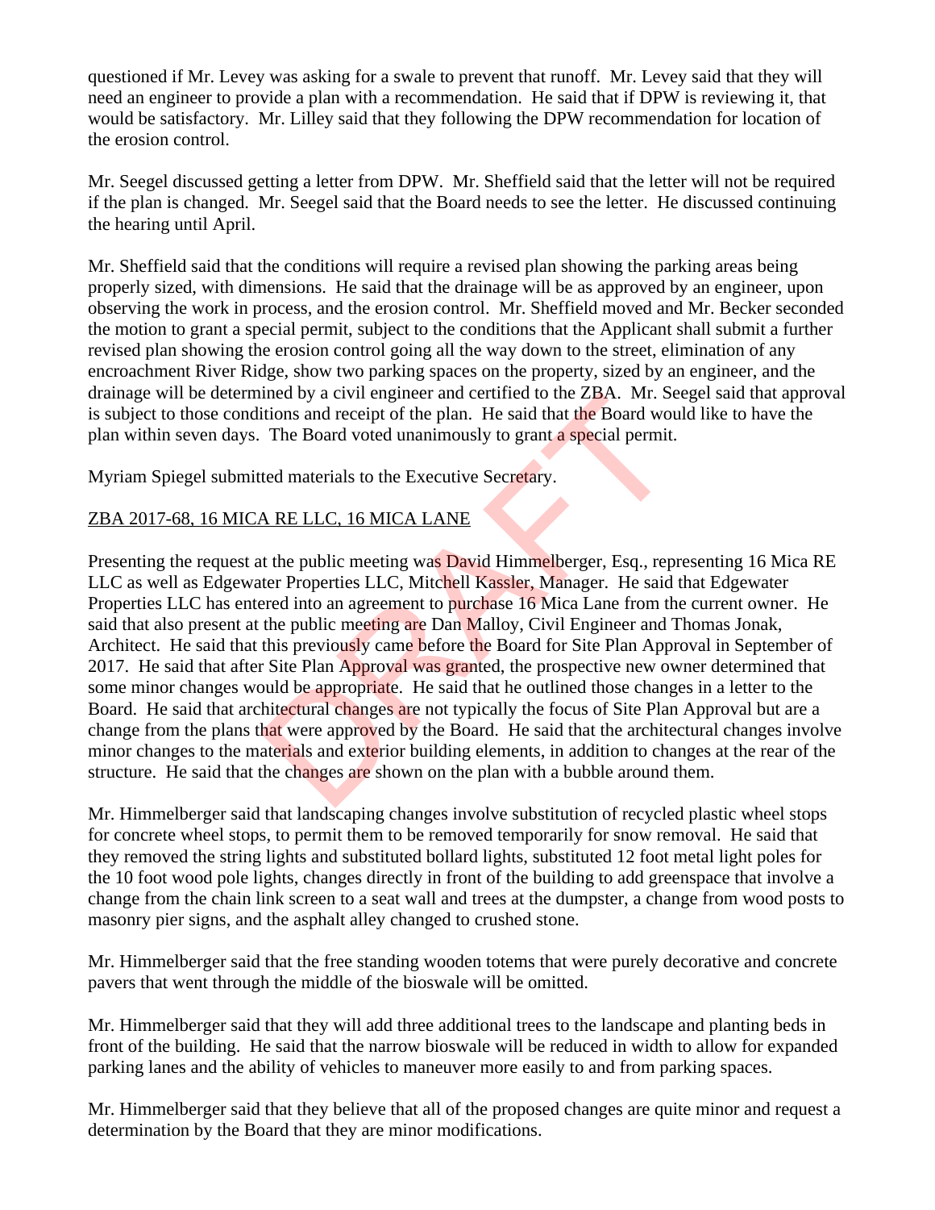questioned if Mr. Levey was asking for a swale to prevent that runoff. Mr. Levey said that they will need an engineer to provide a plan with a recommendation. He said that if DPW is reviewing it, that would be satisfactory. Mr. Lilley said that they following the DPW recommendation for location of the erosion control.

Mr. Seegel discussed getting a letter from DPW. Mr. Sheffield said that the letter will not be required if the plan is changed. Mr. Seegel said that the Board needs to see the letter. He discussed continuing the hearing until April.

Mr. Sheffield said that the conditions will require a revised plan showing the parking areas being properly sized, with dimensions. He said that the drainage will be as approved by an engineer, upon observing the work in process, and the erosion control. Mr. Sheffield moved and Mr. Becker seconded the motion to grant a special permit, subject to the conditions that the Applicant shall submit a further revised plan showing the erosion control going all the way down to the street, elimination of any encroachment River Ridge, show two parking spaces on the property, sized by an engineer, and the drainage will be determined by a civil engineer and certified to the ZBA. Mr. Seegel said that approval is subject to those conditions and receipt of the plan. He said that the Board would like to have the plan within seven days. The Board voted unanimously to grant a special permit.

Myriam Spiegel submitted materials to the Executive Secretary.

ZBA 2017-68, 16 MICA RE LLC, 16 MICA LANE

Presenting the request at the public meeting was David Himmelberger, Esq., representing 16 Mica RE LLC as well as Edgewater Properties LLC, Mitchell Kassler, Manager. He said that Edgewater Properties LLC has entered into an agreement to purchase 16 Mica Lane from the current owner. He said that also present at the public meeting are Dan Malloy, Civil Engineer and Thomas Jonak, Architect. He said that this previously came before the Board for Site Plan Approval in September of 2017. He said that after Site Plan Approval was granted, the prospective new owner determined that some minor changes would be appropriate. He said that he outlined those changes in a letter to the Board. He said that architectural changes are not typically the focus of Site Plan Approval but are a change from the plans that were approved by the Board. He said that the architectural changes involve minor changes to the materials and exterior building elements, in addition to changes at the rear of the structure. He said that the changes are shown on the plan with a bubble around them.

Mr. Himmelberger said that landscaping changes involve substitution of recycled plastic wheel stops for concrete wheel stops, to permit them to be removed temporarily for snow removal. He said that they removed the string lights and substituted bollard lights, substituted 12 foot metal light poles for the 10 foot wood pole lights, changes directly in front of the building to add greenspace that involve a change from the chain link screen to a seat wall and trees at the dumpster, a change from wood posts to masonry pier signs, and the asphalt alley changed to crushed stone.

Mr. Himmelberger said that the free standing wooden totems that were purely decorative and concrete pavers that went through the middle of the bioswale will be omitted.

Mr. Himmelberger said that they will add three additional trees to the landscape and planting beds in front of the building. He said that the narrow bioswale will be reduced in width to allow for expanded parking lanes and the ability of vehicles to maneuver more easily to and from parking spaces.

Mr. Himmelberger said that they believe that all of the proposed changes are quite minor and request a determination by the Board that they are minor modifications.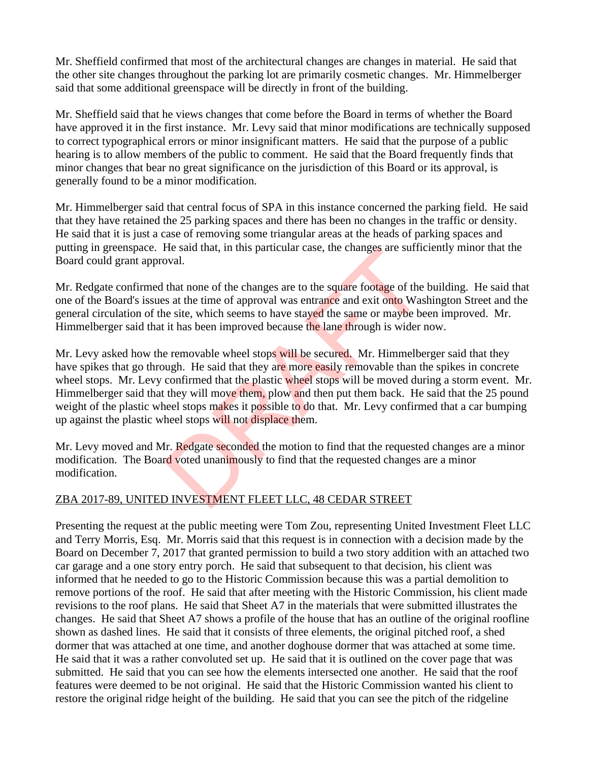Mr. Sheffield confirmed that most of the architectural changes are changes in material. He said that the other site changes throughout the parking lot are primarily cosmetic changes. Mr. Himmelberger said that some additional greenspace will be directly in front of the building.

Mr. Sheffield said that he views changes that come before the Board in terms of whether the Board have approved it in the first instance. Mr. Levy said that minor modifications are technically supposed to correct typographical errors or minor insignificant matters. He said that the purpose of a public hearing is to allow members of the public to comment. He said that the Board frequently finds that minor changes that bear no great significance on the jurisdiction of this Board or its approval, is generally found to be a minor modification.

Mr. Himmelberger said that central focus of SPA in this instance concerned the parking field. He said that they have retained the 25 parking spaces and there has been no changes in the traffic or density. He said that it is just a case of removing some triangular areas at the heads of parking spaces and putting in greenspace. He said that, in this particular case, the changes are sufficiently minor that the Board could grant approval.

Mr. Redgate confirmed that none of the changes are to the square footage of the building. He said that one of the Board's issues at the time of approval was entrance and exit onto Washington Street and the general circulation of the site, which seems to have stayed the same or maybe been improved. Mr. Himmelberger said that it has been improved because the lane through is wider now.

Mr. Levy asked how the removable wheel stops will be secured. Mr. Himmelberger said that they have spikes that go through. He said that they are more easily removable than the spikes in concrete wheel stops. Mr. Levy confirmed that the plastic wheel stops will be moved during a storm event. Mr. Himmelberger said that they will move them, plow and then put them back. He said that the 25 pound weight of the plastic wheel stops makes it possible to do that. Mr. Levy confirmed that a car bumping up against the plastic wheel stops will not displace them.

Mr. Levy moved and Mr. Redgate seconded the motion to find that the requested changes are a minor modification. The Board voted unanimously to find that the requested changes are a minor modification.

ZBA 2017-89, UNITED INVESTMENT FLEET LLC, 48 CEDAR STREET

Presenting the request at the public meeting were Tom Zou, representing United Investment Fleet LLC and Terry Morris, Esq. Mr. Morris said that this request is in connection with a decision made by the Board on December 7, 2017 that granted permission to build a two story addition with an attached two car garage and a one story entry porch. He said that subsequent to that decision, his client was informed that he needed to go to the Historic Commission because this was a partial demolition to remove portions of the roof. He said that after meeting with the Historic Commission, his client made revisions to the roof plans. He said that Sheet A7 in the materials that were submitted illustrates the changes. He said that Sheet A7 shows a profile of the house that has an outline of the original roofline shown as dashed lines. He said that it consists of three elements, the original pitched roof, a shed dormer that was attached at one time, and another doghouse dormer that was attached at some time. He said that it was a rather convoluted set up. He said that it is outlined on the cover page that was submitted. He said that you can see how the elements intersected one another. He said that the roof features were deemed to be not original. He said that the Historic Commission wanted his client to restore the original ridge height of the building. He said that you can see the pitch of the ridgeline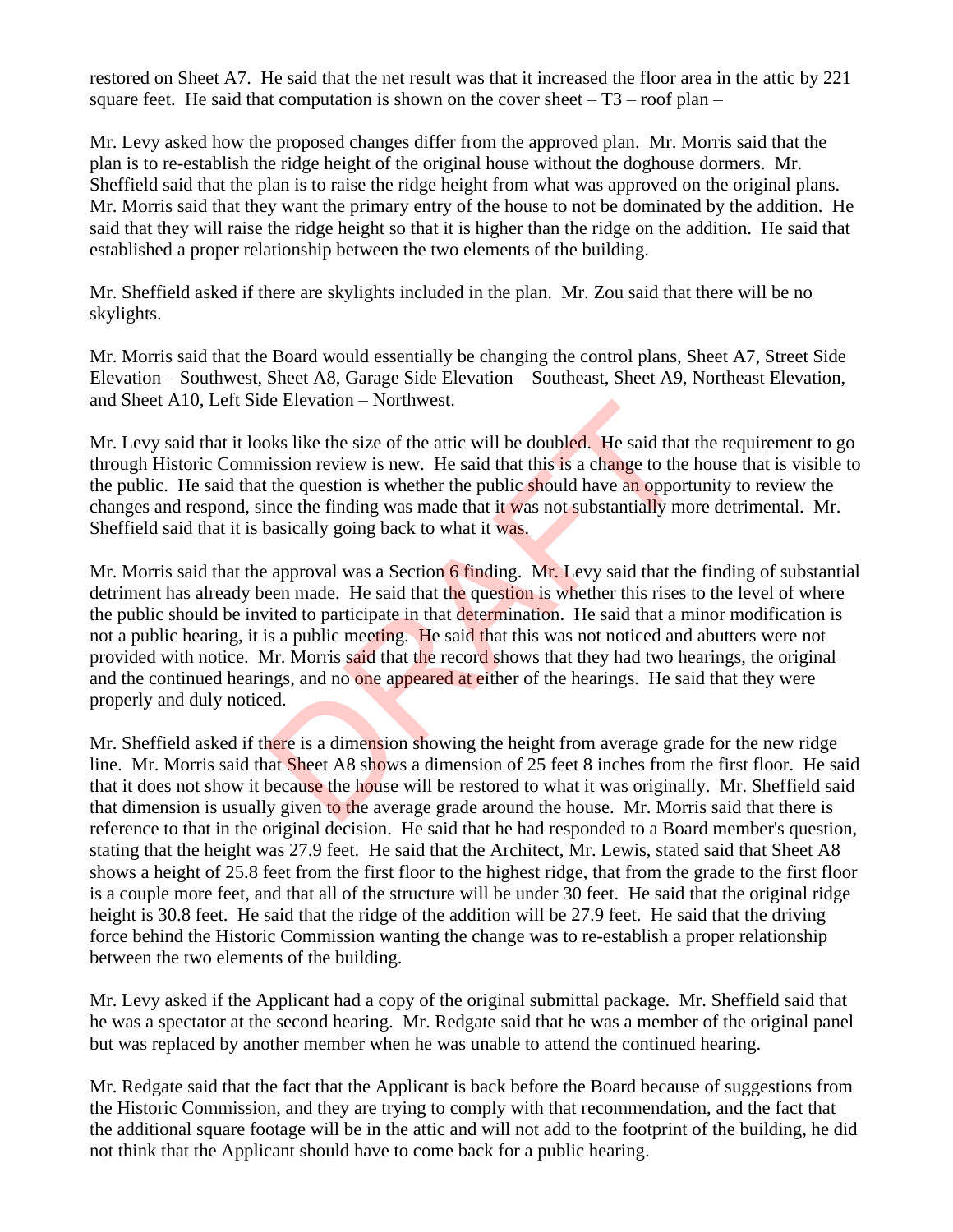restored on Sheet A7. He said that the net result was that it increased the floor area in the attic by 221 square feet. He said that computation is shown on the cover sheet – T3 – roof plan –

Mr. Levy asked how the proposed changes differ from the approved plan. Mr. Morris said that the plan is to re-establish the ridge height of the original house without the doghouse dormers. Mr. Sheffield said that the plan is to raise the ridge height from what was approved on the original plans. Mr. Morris said that they want the primary entry of the house to not be dominated by the addition. He said that they will raise the ridge height so that it is higher than the ridge on the addition. He said that established a proper relationship between the two elements of the building.

Mr. Sheffield asked if there are skylights included in the plan. Mr. Zou said that there will be no skylights.

Mr. Morris said that the Board would essentially be changing the control plans, Sheet A7, Street Side Elevation – Southwest, Sheet A8, Garage Side Elevation – Southeast, Sheet A9, Northeast Elevation, and Sheet A10, Left Side Elevation – Northwest.

Mr. Levy said that it looks like the size of the attic will be doubled. He said that the requirement to go through Historic Commission review is new. He said that this is a change to the house that is visible to the public. He said that the question is whether the public should have an opportunity to review the changes and respond, since the finding was made that it was not substantially more detrimental. Mr. Sheffield said that it is basically going back to what it was.

Mr. Morris said that the approval was a Section 6 finding. Mr. Levy said that the finding of substantial detriment has already been made. He said that the question is whether this rises to the level of where the public should be invited to participate in that determination. He said that a minor modification is not a public hearing, it is a public meeting. He said that this was not noticed and abutters were not provided with notice. Mr. Morris said that the record shows that they had two hearings, the original and the continued hearings, and no one appeared at either of the hearings. He said that they were properly and duly noticed.

Mr. Sheffield asked if there is a dimension showing the height from average grade for the new ridge line. Mr. Morris said that Sheet A8 shows a dimension of 25 feet 8 inches from the first floor. He said that it does not show it because the house will be restored to what it was originally. Mr. Sheffield said that dimension is usually given to the average grade around the house. Mr. Morris said that there is reference to that in the original decision. He said that he had responded to a Board member's question, stating that the height was 27.9 feet. He said that the Architect, Mr. Lewis, stated said that Sheet A8 shows a height of 25.8 feet from the first floor to the highest ridge, that from the grade to the first floor is a couple more feet, and that all of the structure will be under 30 feet. He said that the original ridge height is 30.8 feet. He said that the ridge of the addition will be 27.9 feet. He said that the driving force behind the Historic Commission wanting the change was to re-establish a proper relationship between the two elements of the building.

Mr. Levy asked if the Applicant had a copy of the original submittal package. Mr. Sheffield said that he was a spectator at the second hearing. Mr. Redgate said that he was a member of the original panel but was replaced by another member when he was unable to attend the continued hearing.

Mr. Redgate said that the fact that the Applicant is back before the Board because of suggestions from the Historic Commission, and they are trying to comply with that recommendation, and the fact that the additional square footage will be in the attic and will not add to the footprint of the building, he did not think that the Applicant should have to come back for a public hearing.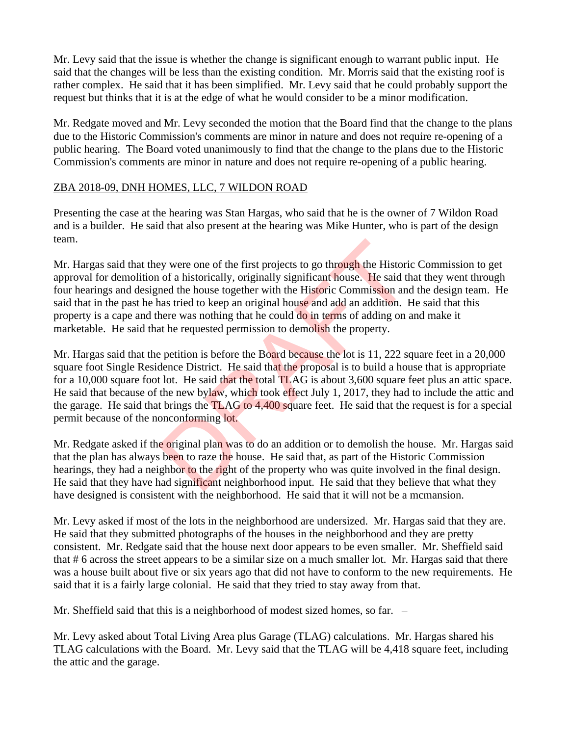Mr. Levy said that the issue is whether the change is significant enough to warrant public input. He said that the changes will be less than the existing condition. Mr. Morris said that the existing roof is rather complex. He said that it has been simplified. Mr. Levy said that he could probably support the request but thinks that it is at the edge of what he would consider to be a minor modification.

Mr. Redgate moved and Mr. Levy seconded the motion that the Board find that the change to the plans due to the Historic Commission's comments are minor in nature and does not require re-opening of a public hearing. The Board voted unanimously to find that the change to the plans due to the Historic Commission's comments are minor in nature and does not require re-opening of a public hearing.

ZBA 2018-09, DNH HOMES, LLC, 7 WILDON ROAD

Presenting the case at the hearing was Stan Hargas, who said that he is the owner of 7 Wildon Road and is a builder. He said that also present at the hearing was Mike Hunter, who is part of the design team.

Mr. Hargas said that they were one of the first projects to go through the Historic Commission to get approval for demolition of a historically, originally significant house. He said that they went through four hearings and designed the house together with the Historic Commission and the design team. He said that in the past he has tried to keep an original house and add an addition. He said that this property is a cape and there was nothing that he could do in terms of adding on and make it marketable. He said that he requested permission to demolish the property.

Mr. Hargas said that the petition is before the Board because the lot is 11, 222 square feet in a 20,000 square foot Single Residence District. He said that the proposal is to build a house that is appropriate for a 10,000 square foot lot. He said that the total TLAG is about 3,600 square feet plus an attic space. He said that because of the new bylaw, which took effect July 1, 2017, they had to include the attic and the garage. He said that brings the TLAG to 4,400 square feet. He said that the request is for a special permit because of the nonconforming lot.

Mr. Redgate asked if the original plan was to do an addition or to demolish the house. Mr. Hargas said that the plan has always been to raze the house. He said that, as part of the Historic Commission hearings, they had a neighbor to the right of the property who was quite involved in the final design. He said that they have had significant neighborhood input. He said that they believe that what they have designed is consistent with the neighborhood. He said that it will not be a mcmansion.

Mr. Levy asked if most of the lots in the neighborhood are undersized. Mr. Hargas said that they are. He said that they submitted photographs of the houses in the neighborhood and they are pretty consistent. Mr. Redgate said that the house next door appears to be even smaller. Mr. Sheffield said that # 6 across the street appears to be a similar size on a much smaller lot. Mr. Hargas said that there was a house built about five or six years ago that did not have to conform to the new requirements. He said that it is a fairly large colonial. He said that they tried to stay away from that.

Mr. Sheffield said that this is a neighborhood of modest sized homes, so far. –

Mr. Levy asked about Total Living Area plus Garage (TLAG) calculations. Mr. Hargas shared his TLAG calculations with the Board. Mr. Levy said that the TLAG will be 4,418 square feet, including the attic and the garage.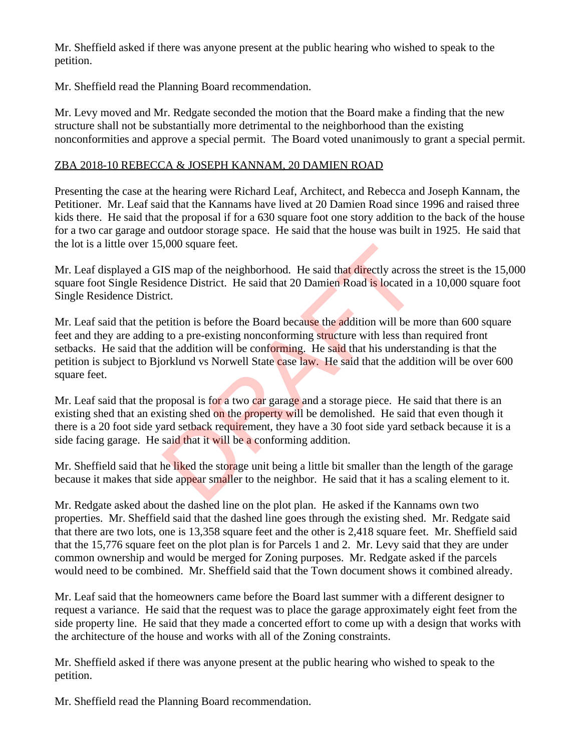Mr. Sheffield asked if there was anyone present at the public hearing who wished to speak to the petition.

Mr. Sheffield read the Planning Board recommendation.

Mr. Levy moved and Mr. Redgate seconded the motion that the Board make a finding that the new structure shall not be substantially more detrimental to the neighborhood than the existing nonconformities and approve a special permit. The Board voted unanimously to grant a special permit.

<u>ZBA 2018-10 REBECCA & JOSEPH KANNAM, 20 DAMIEN ROAD</u>

Presenting the case at the hearing were Richard Leaf, Architect, and Rebecca and Joseph Kannam, the Petitioner. Mr. Leaf said that the Kannams have lived at 20 Damien Road since 1996 and raised three kids there. He said that the proposal if for a 630 square foot one story addition to the back of the house for a two car garage and outdoor storage space. He said that the house was built in 1925. He said that the lot is a little over 15,000 square feet.

Mr. Leaf displayed a GIS map of the neighborhood. He said that directly across the street is the 15,000 square foot Single Residence District. He said that 20 Damien Road is located in a 10,000 square foot Single Residence District.

Mr. Leaf said that the petition is before the Board because the addition will be more than 600 square feet and they are adding to a pre-existing nonconforming structure with less than required front setbacks. He said that the addition will be conforming. He said that his understanding is that the petition is subject to Bjorklund vs Norwell State case law. He said that the addition will be over 600 square feet.

Mr. Leaf said that the proposal is for a two car garage and a storage piece. He said that there is an existing shed that an existing shed on the property will be demolished. He said that even though it there is a 20 foot side yard setback requirement, they have a 30 foot side yard setback because it is a side facing garage. He said that it will be a conforming addition.

Mr. Sheffield said that he liked the storage unit being a little bit smaller than the length of the garage because it makes that side appear smaller to the neighbor. He said that it has a scaling element to it.

Mr. Redgate asked about the dashed line on the plot plan. He asked if the Kannams own two properties. Mr. Sheffield said that the dashed line goes through the existing shed. Mr. Redgate said that there are two lots, one is 13,358 square feet and the other is 2,418 square feet. Mr. Sheffield said that the 15,776 square feet on the plot plan is for Parcels 1 and 2. Mr. Levy said that they are under common ownership and would be merged for Zoning purposes. Mr. Redgate asked if the parcels would need to be combined. Mr. Sheffield said that the Town document shows it combined already.

Mr. Leaf said that the homeowners came before the Board last summer with a different designer to request a variance. He said that the request was to place the garage approximately eight feet from the side property line. He said that they made a concerted effort to come up with a design that works with the architecture of the house and works with all of the Zoning constraints.

Mr. Sheffield asked if there was anyone present at the public hearing who wished to speak to the petition.

Mr. Sheffield read the Planning Board recommendation.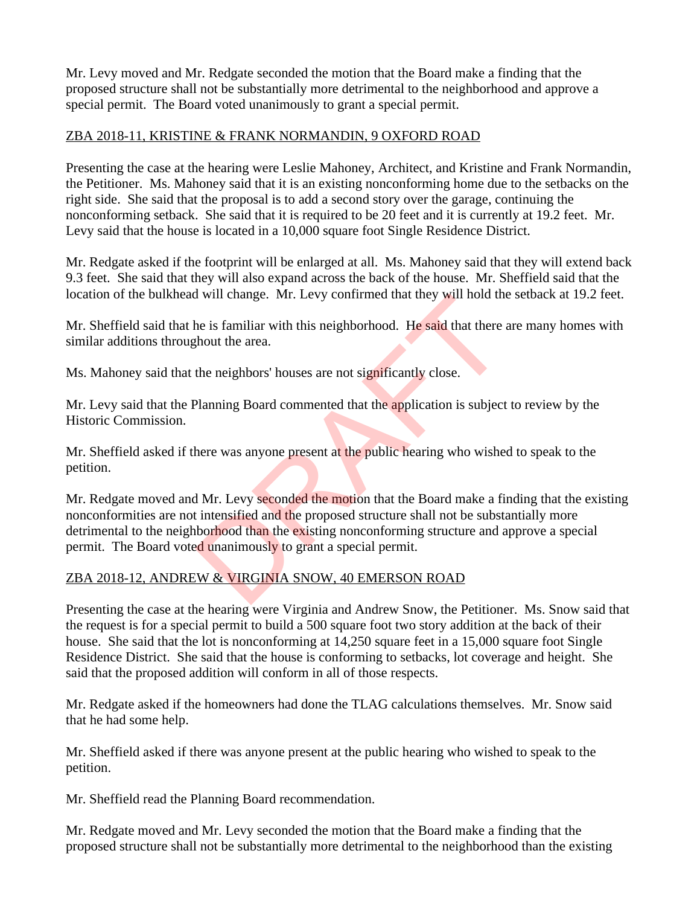Mr. Levy moved and Mr. Redgate seconded the motion that the Board make a finding that the proposed structure shall not be substantially more detrimental to the neighborhood and approve a special permit. The Board voted unanimously to grant a special permit.

ZBA 2018-11, KRISTINE & FRANK NORMANDIN, 9 OXFORD ROAD

Presenting the case at the hearing were Leslie Mahoney, Architect, and Kristine and Frank Normandin, the Petitioner. Ms. Mahoney said that it is an existing nonconforming home due to the setbacks on the right side. She said that the proposal is to add a second story over the garage, continuing the nonconforming setback. She said that it is required to be 20 feet and it is currently at 19.2 feet. Mr. Levy said that the house is located in a 10,000 square foot Single Residence District.

Mr. Redgate asked if the footprint will be enlarged at all. Ms. Mahoney said that they will extend back 9.3 feet. She said that they will also expand across the back of the house. Mr. Sheffield said that the location of the bulkhead will change. Mr. Levy confirmed that they will hold the setback at 19.2 feet.

Mr. Sheffield said that he is familiar with this neighborhood. He said that there are many homes with similar additions throughout the area.

Ms. Mahoney said that the neighbors' houses are not significantly close.

Mr. Levy said that the Planning Board commented that the application is subject to review by the Historic Commission.

Mr. Sheffield asked if there was anyone present at the public hearing who wished to speak to the petition.

Mr. Redgate moved and Mr. Levy seconded the motion that the Board make a finding that the existing nonconformities are not intensified and the proposed structure shall not be substantially more detrimental to the neighborhood than the existing nonconforming structure and approve a special permit. The Board voted unanimously to grant a special permit.

ZBA 2018-12, ANDREW & VIRGINIA SNOW, 40 EMERSON ROAD

Presenting the case at the hearing were Virginia and Andrew Snow, the Petitioner. Ms. Snow said that the request is for a special permit to build a 500 square foot two story addition at the back of their house. She said that the lot is nonconforming at 14,250 square feet in a 15,000 square foot Single Residence District. She said that the house is conforming to setbacks, lot coverage and height. She said that the proposed addition will conform in all of those respects.

Mr. Redgate asked if the homeowners had done the TLAG calculations themselves. Mr. Snow said that he had some help.

Mr. Sheffield asked if there was anyone present at the public hearing who wished to speak to the petition.

Mr. Sheffield read the Planning Board recommendation.

Mr. Redgate moved and Mr. Levy seconded the motion that the Board make a finding that the proposed structure shall not be substantially more detrimental to the neighborhood than the existing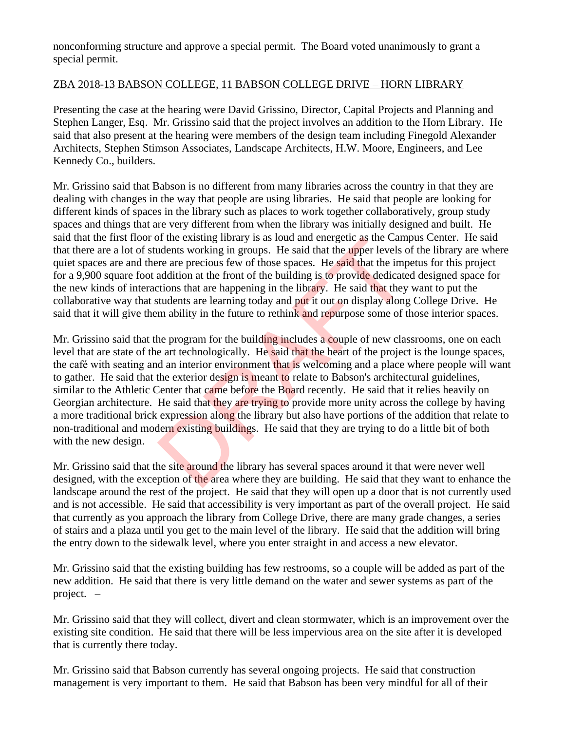nonconforming structure and approve a special permit. The Board voted unanimously to grant a special permit.

ZBA 2018-13 BABSON COLLEGE, 11 BABSON COLLEGE DRIVE – HORN LIBRARY

Presenting the case at the hearing were David Grissino, Director, Capital Projects and Planning and Stephen Langer, Esq. Mr. Grissino said that the project involves an addition to the Horn Library. He said that also present at the hearing were members of the design team including Finegold Alexander Architects, Stephen Stimson Associates, Landscape Architects, H.W. Moore, Engineers, and Lee Kennedy Co., builders.

Mr. Grissino said that Babson is no different from many libraries across the country in that they are dealing with changes in the way that people are using libraries. He said that people are looking for different kinds of spaces in the library such as places to work together collaboratively, group study spaces and things that are very different from when the library was initially designed and built. He said that the first floor of the existing library is as loud and energetic as the Campus Center. He said that there are a lot of students working in groups. He said that the upper levels of the library are where quiet spaces are and there are precious few of those spaces. He said that the impetus for this project for a 9,900 square foot addition at the front of the building is to provide dedicated designed space for the new kinds of interactions that are happening in the library. He said that they want to put the collaborative way that students are learning today and put it out on display along College Drive. He said that it will give them ability in the future to rethink and repurpose some of those interior spaces.

Mr. Grissino said that the program for the building includes a couple of new classrooms, one on each level that are state of the art technologically. He said that the heart of the project is the lounge spaces, the café with seating and an interior environment that is welcoming and a place where people will want to gather. He said that the exterior design is meant to relate to Babson's architectural guidelines, similar to the Athletic Center that came before the Board recently. He said that it relies heavily on Georgian architecture. He said that they are trying to provide more unity across the college by having a more traditional brick expression along the library but also have portions of the addition that relate to non-traditional and modern existing buildings. He said that they are trying to do a little bit of both with the new design.

Mr. Grissino said that the site around the library has several spaces around it that were never well designed, with the exception of the area where they are building. He said that they want to enhance the landscape around the rest of the project. He said that they will open up a door that is not currently used and is not accessible. He said that accessibility is very important as part of the overall project. He said that currently as you approach the library from College Drive, there are many grade changes, a series of stairs and a plaza until you get to the main level of the library. He said that the addition will bring the entry down to the sidewalk level, where you enter straight in and access a new elevator.

Mr. Grissino said that the existing building has few restrooms, so a couple will be added as part of the new addition. He said that there is very little demand on the water and sewer systems as part of the project. –

Mr. Grissino said that they will collect, divert and clean stormwater, which is an improvement over the existing site condition. He said that there will be less impervious area on the site after it is developed that is currently there today.

Mr. Grissino said that Babson currently has several ongoing projects. He said that construction management is very important to them. He said that Babson has been very mindful for all of their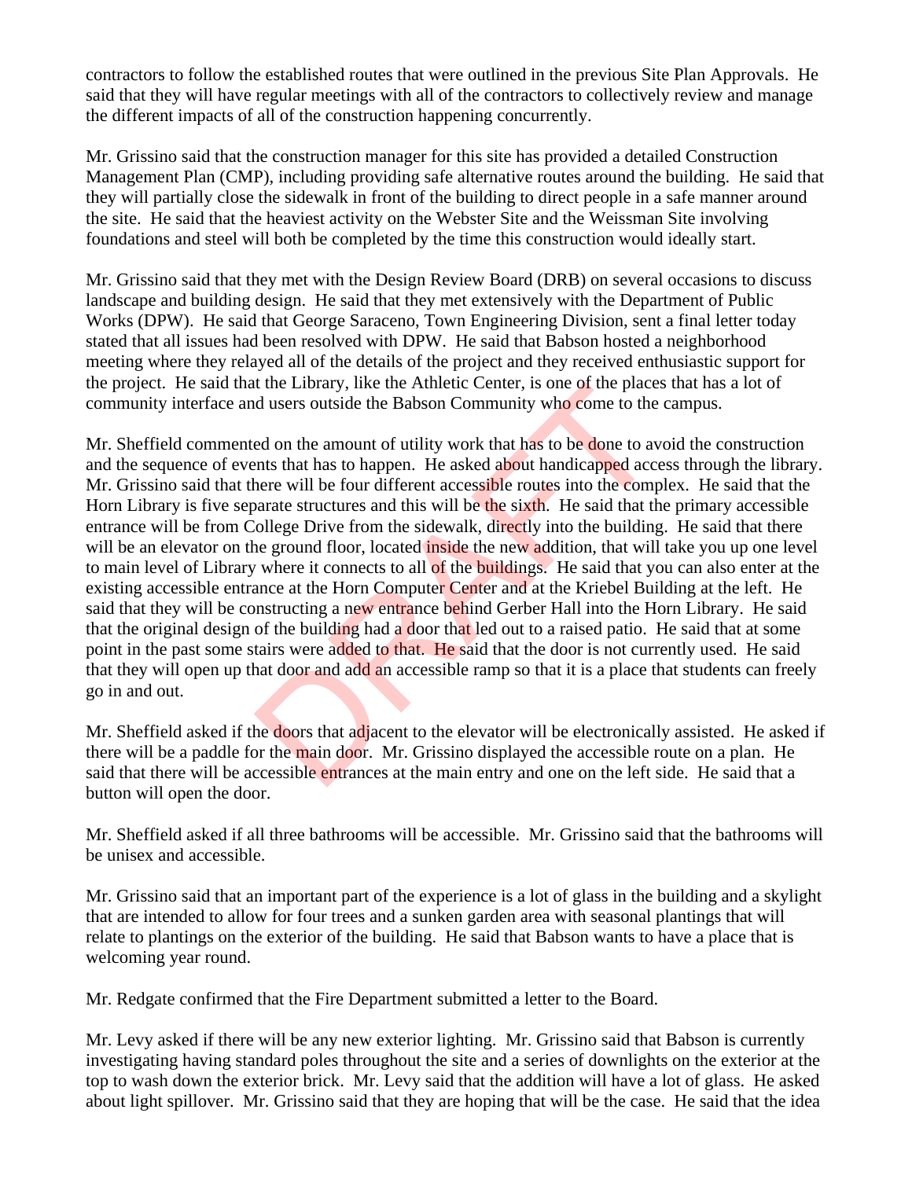contractors to follow the established routes that were outlined in the previous Site Plan Approvals. He said that they will have regular meetings with all of the contractors to collectively review and manage the different impacts of all of the construction happening concurrently.

Mr. Grissino said that the construction manager for this site has provided a detailed Construction Management Plan (CMP), including providing safe alternative routes around the building. He said that they will partially close the sidewalk in front of the building to direct people in a safe manner around the site. He said that the heaviest activity on the Webster Site and the Weissman Site involving foundations and steel will both be completed by the time this construction would ideally start.

Mr. Grissino said that they met with the Design Review Board (DRB) on several occasions to discuss landscape and building design. He said that they met extensively with the Department of Public Works (DPW). He said that George Saraceno, Town Engineering Division, sent a final letter today stated that all issues had been resolved with DPW. He said that Babson hosted a neighborhood meeting where they relayed all of the details of the project and they received enthusiastic support for the project. He said that the Library, like the Athletic Center, is one of the places that has a lot of community interface and users outside the Babson Community who come to the campus.

Mr. Sheffield commented on the amount of utility work that has to be done to avoid the construction and the sequence of events that has to happen. He asked about handicapped access through the library. Mr. Grissino said that there will be four different accessible routes into the complex. He said that the Horn Library is five separate structures and this will be the sixth. He said that the primary accessible entrance will be from College Drive from the sidewalk, directly into the building. He said that there will be an elevator on the ground floor, located inside the new addition, that will take you up one level to main level of Library where it connects to all of the buildings. He said that you can also enter at the existing accessible entrance at the Horn Computer Center and at the Kriebel Building at the left. He said that they will be constructing a new entrance behind Gerber Hall into the Horn Library. He said that the original design of the building had a door that led out to a raised patio. He said that at some point in the past some stairs were added to that. He said that the door is not currently used. He said that they will open up that door and add an accessible ramp so that it is a place that students can freely go in and out.

Mr. Sheffield asked if the doors that adjacent to the elevator will be electronically assisted. He asked if there will be a paddle for the main door. Mr. Grissino displayed the accessible route on a plan. He said that there will be accessible entrances at the main entry and one on the left side. He said that a button will open the door.

Mr. Sheffield asked if all three bathrooms will be accessible. Mr. Grissino said that the bathrooms will be unisex and accessible.

Mr. Grissino said that an important part of the experience is a lot of glass in the building and a skylight that are intended to allow for four trees and a sunken garden area with seasonal plantings that will relate to plantings on the exterior of the building. He said that Babson wants to have a place that is welcoming year round.

Mr. Redgate confirmed that the Fire Department submitted a letter to the Board.

Mr. Levy asked if there will be any new exterior lighting. Mr. Grissino said that Babson is currently investigating having standard poles throughout the site and a series of downlights on the exterior at the top to wash down the exterior brick. Mr. Levy said that the addition will have a lot of glass. He asked about light spillover. Mr. Grissino said that they are hoping that will be the case. He said that the idea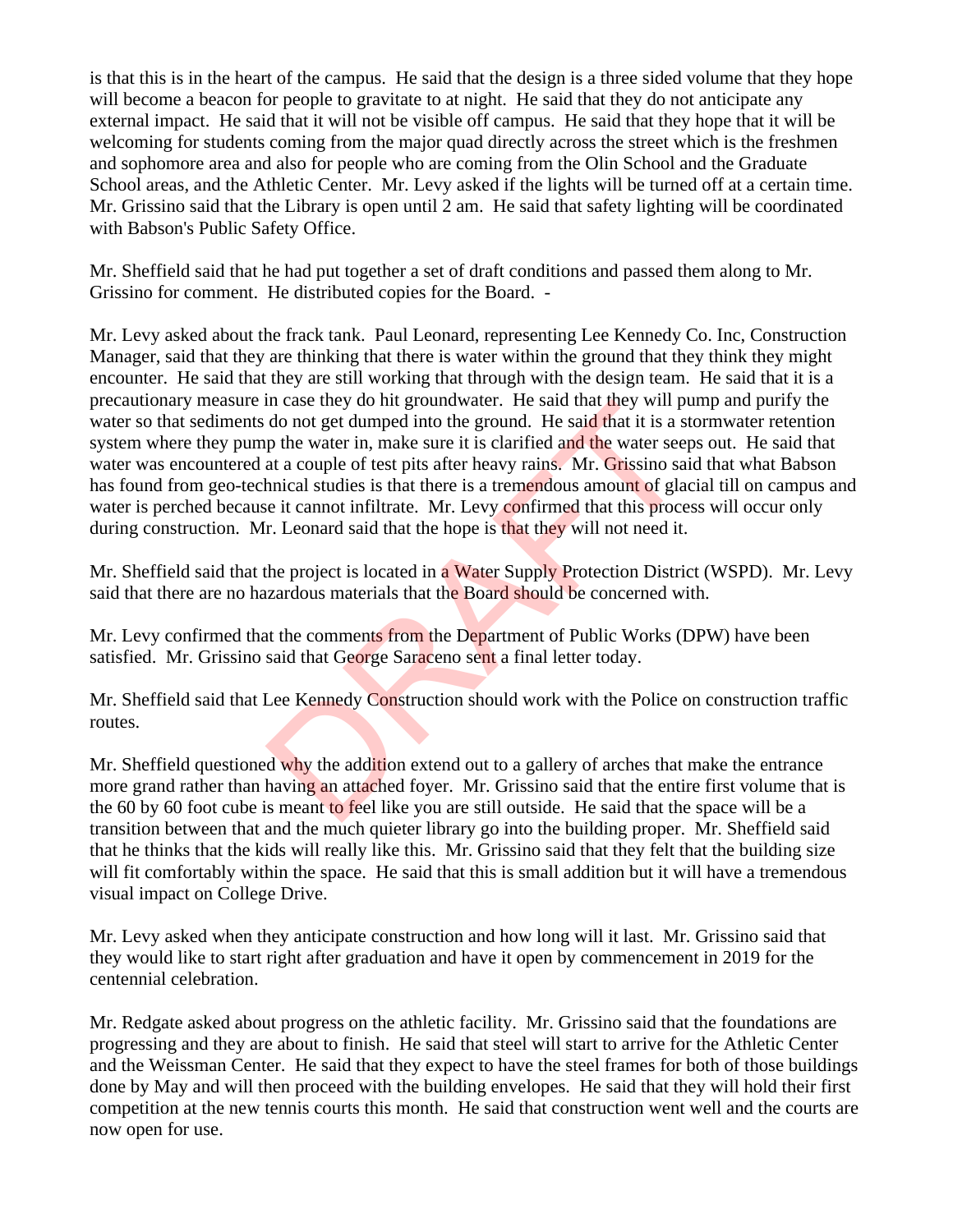is that this is in the heart of the campus. He said that the design is a three sided volume that they hope will become a beacon for people to gravitate to at night. He said that they do not anticipate any external impact. He said that it will not be visible off campus. He said that they hope that it will be welcoming for students coming from the major quad directly across the street which is the freshmen and sophomore area and also for people who are coming from the Olin School and the Graduate School areas, and the Athletic Center. Mr. Levy asked if the lights will be turned off at a certain time. Mr. Grissino said that the Library is open until 2 am. He said that safety lighting will be coordinated with Babson's Public Safety Office.

Mr. Sheffield said that he had put together a set of draft conditions and passed them along to Mr. Grissino for comment. He distributed copies for the Board. -

Mr. Levy asked about the frack tank. Paul Leonard, representing Lee Kennedy Co. Inc, Construction Manager, said that they are thinking that there is water within the ground that they think they might encounter. He said that they are still working that through with the design team. He said that it is a precautionary measure in case they do hit groundwater. He said that they will pump and purify the water so that sediments do not get dumped into the ground. He said that it is a stormwater retention system where they pump the water in, make sure it is clarified and the water seeps out. He said that water was encountered at a couple of test pits after heavy rains. Mr. Grissino said that what Babson has found from geo-technical studies is that there is a tremendous amount of glacial till on campus and water is perched because it cannot infiltrate. Mr. Levy confirmed that this process will occur only during construction. Mr. Leonard said that the hope is that they will not need it.

Mr. Sheffield said that the project is located in a Water Supply Protection District (WSPD). Mr. Levy said that there are no hazardous materials that the Board should be concerned with.

Mr. Levy confirmed that the comments from the Department of Public Works (DPW) have been satisfied. Mr. Grissino said that George Saraceno sent a final letter today.

Mr. Sheffield said that Lee Kennedy Construction should work with the Police on construction traffic routes.

Mr. Sheffield questioned why the addition extend out to a gallery of arches that make the entrance more grand rather than having an attached foyer. Mr. Grissino said that the entire first volume that is the 60 by 60 foot cube is meant to feel like you are still outside. He said that the space will be a transition between that and the much quieter library go into the building proper. Mr. Sheffield said that he thinks that the kids will really like this. Mr. Grissino said that they felt that the building size will fit comfortably within the space. He said that this is small addition but it will have a tremendous visual impact on College Drive.

Mr. Levy asked when they anticipate construction and how long will it last. Mr. Grissino said that they would like to start right after graduation and have it open by commencement in 2019 for the centennial celebration.

Mr. Redgate asked about progress on the athletic facility. Mr. Grissino said that the foundations are progressing and they are about to finish. He said that steel will start to arrive for the Athletic Center and the Weissman Center. He said that they expect to have the steel frames for both of those buildings done by May and will then proceed with the building envelopes. He said that they will hold their first competition at the new tennis courts this month. He said that construction went well and the courts are now open for use.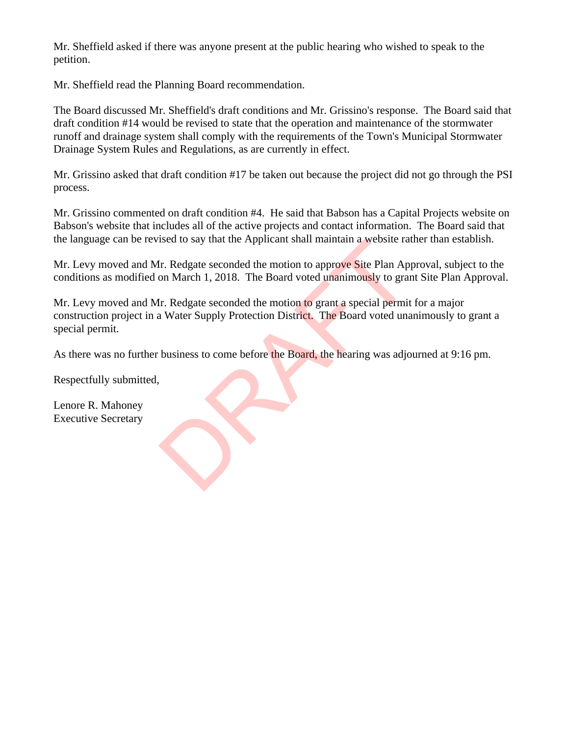Mr. Sheffield asked if there was anyone present at the public hearing who wished to speak to the petition.

Mr. Sheffield read the Planning Board recommendation.

The Board discussed Mr. Sheffield's draft conditions and Mr. Grissino's response. The Board said that draft condition #14 would be revised to state that the operation and maintenance of the stormwater runoff and drainage system shall comply with the requirements of the Town's Municipal Stormwater Drainage System Rules and Regulations, as are currently in effect.

Mr. Grissino asked that draft condition #17 be taken out because the project did not go through the PSI process.

Mr. Grissino commented on draft condition #4. He said that Babson has a Capital Projects website on Babson's website that includes all of the active projects and contact information. The Board said that the language can be revised to say that the Applicant shall maintain a website rather than establish.

Mr. Levy moved and Mr. Redgate seconded the motion to approve Site Plan Approval, subject to the conditions as modified on March 1, 2018. The Board voted unanimously to grant Site Plan Approval.

Mr. Levy moved and Mr. Redgate seconded the motion to grant a special permit for a major construction project in a Water Supply Protection District. The Board voted unanimously to grant a special permit.

As there was no further business to come before the Board, the hearing was adjourned at 9:16 pm.

Respectfully submitted,

Lenore R. Mahoney
Executive Secretary